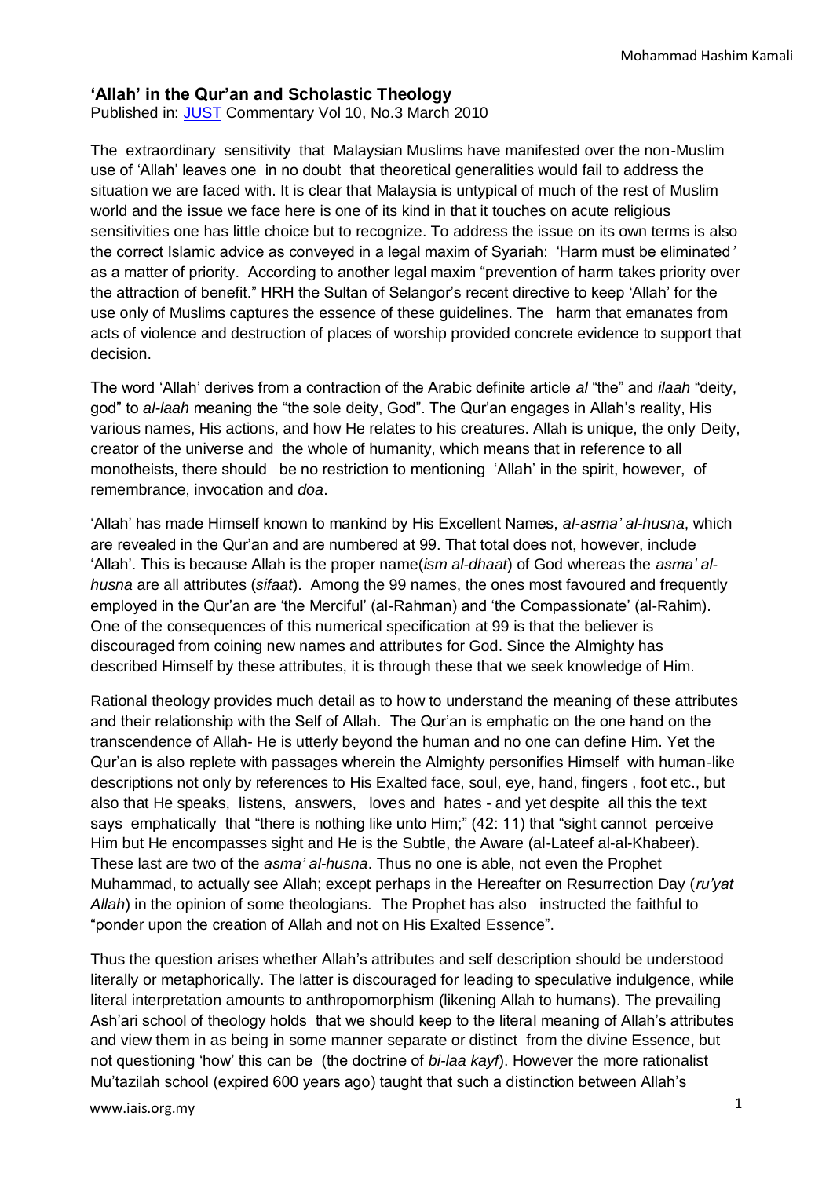# 'Allah' in the Qur'an and Scholastic Theology

Published in: JUST Commentary Vol 10, No.3 March 2010

The extraordinary sensitivity that Malaysian Muslims have manifested over the non-Muslim use of 'Allah' leaves one in no doubt that theoretical generalities would fail to address the situation we are faced with. It is clear that Malaysia is untypical of much of the rest of Muslim world and the issue we face here is one of its kind in that it touches on acute religious sensitivities one has little choice but to recognize. To address the issue on its own terms is also the correct Islamic advice as conveyed in a legal maxim of Syariah: 'Harm must be eliminated' as a matter of priority. According to another legal maxim "prevention of harm takes priority over the attraction of benefit." HRH the Sultan of Selangor's recent directive to keep 'Allah' for the use only of Muslims captures the essence of these guidelines. The harm that emanates from acts of violence and destruction of places of worship provided concrete evidence to support that decision.

The word 'Allah' derives from a contraction of the Arabic definite article *al* "the" and *ilaah* "deity, god" to *al-laah* meaning the "the sole deity, God". The Qur'an engages in Allah's reality, His various names, His actions, and how He relates to his creatures. Allah is unique, the only Deity, creator of the universe and the whole of humanity, which means that in reference to all monotheists, there should be no restriction to mentioning 'Allah' in the spirit, however, of remembrance, invocation and *doa*.

'Allah' has made Himself known to mankind by His Excellent Names, *al-asma' al-husna*, which are revealed in the Qur'an and are numbered at 99. That total does not, however, include 'Allah'. This is because Allah is the proper name(*ism al-dhaat*) of God whereas the *asma' al-husna* are all attributes (*sifaat*). Among the 99 names, the ones most favoured and frequently employed in the Qur'an are 'the Merciful' (al-Rahman) and 'the Compassionate' (al-Rahim). One of the consequences of this numerical specification at 99 is that the believer is discouraged from coining new names and attributes for God. Since the Almighty has described Himself by these attributes, it is through these that we seek knowledge of Him.

Rational theology provides much detail as to how to understand the meaning of these attributes and their relationship with the Self of Allah. The Qur'an is emphatic on the one hand on the transcendence of Allah- He is utterly beyond the human and no one can define Him. Yet the Qur'an is also replete with passages wherein the Almighty personifies Himself with human-like descriptions not only by references to His Exalted face, soul, eye, hand, fingers , foot etc., but also that He speaks, listens, answers, loves and hates - and yet despite all this the text says emphatically that "there is nothing like unto Him;" (42: 11) that "sight cannot perceive Him but He encompasses sight and He is the Subtle, the Aware (al-Lateef al-al-Khabeer). These last are two of the *asma' al-husna*. Thus no one is able, not even the Prophet Muhammad, to actually see Allah; except perhaps in the Hereafter on Resurrection Day (*ru'yat Allah*) in the opinion of some theologians. The Prophet has also instructed the faithful to "ponder upon the creation of Allah and not on His Exalted Essence".

Thus the question arises whether Allah's attributes and self description should be understood literally or metaphorically. The latter is discouraged for leading to speculative indulgence, while literal interpretation amounts to anthropomorphism (likening Allah to humans). The prevailing Ash'ari school of theology holds that we should keep to the literal meaning of Allah's attributes and view them in as being in some manner separate or distinct from the divine Essence, but not questioning 'how' this can be (the doctrine of *bi-laa kayf*). However the more rationalist Mu'tazilah school (expired 600 years ago) taught that such a distinction between Allah's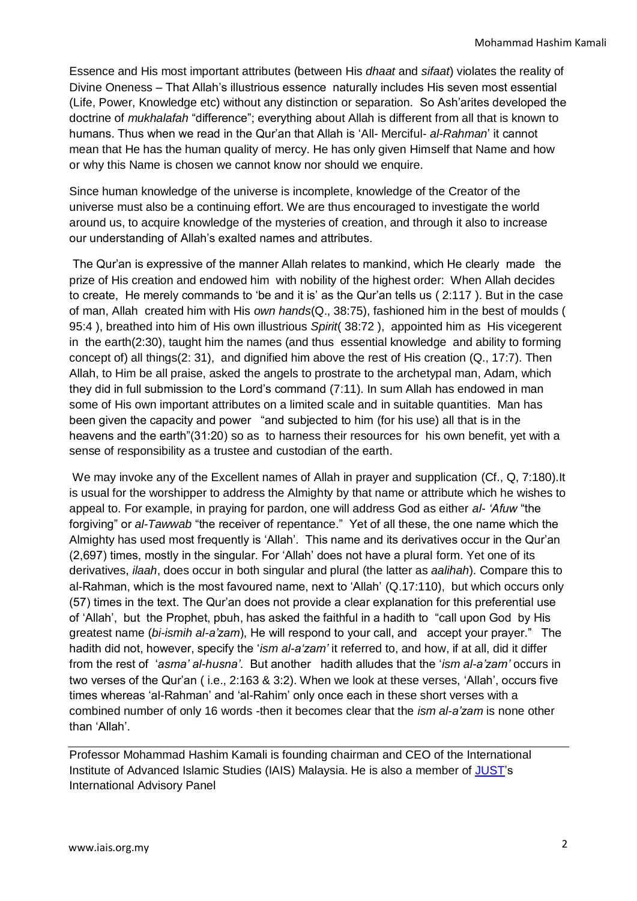Essence and His most important attributes (between His *dhaat* and *sifaat*) violates the reality of Divine Oneness – That Allah's illustrious essence naturally includes His seven most essential (Life, Power, Knowledge etc) without any distinction or separation. So Ash'arites developed the doctrine of *mukhalafah* "difference"; everything about Allah is different from all that is known to humans. Thus when we read in the Qur'an that Allah is 'All- Merciful- *al-Rahman*' it cannot mean that He has the human quality of mercy. He has only given Himself that Name and how or why this Name is chosen we cannot know nor should we enquire.

Since human knowledge of the universe is incomplete, knowledge of the Creator of the universe must also be a continuing effort. We are thus encouraged to investigate the world around us, to acquire knowledge of the mysteries of creation, and through it also to increase our understanding of Allah's exalted names and attributes.

The Qur'an is expressive of the manner Allah relates to mankind, which He clearly made the prize of His creation and endowed him with nobility of the highest order: When Allah decides to create, He merely commands to 'be and it is' as the Qur'an tells us ( 2:117 ). But in the case of man, Allah created him with His *own hands*(Q., 38:75), fashioned him in the best of moulds ( 95:4 ), breathed into him of His own illustrious *Spirit*( 38:72 ), appointed him as His vicegerent in the earth(2:30), taught him the names (and thus essential knowledge and ability to forming concept of) all things(2: 31), and dignified him above the rest of His creation (Q., 17:7). Then Allah, to Him be all praise, asked the angels to prostrate to the archetypal man, Adam, which they did in full submission to the Lord's command (7:11). In sum Allah has endowed in man some of His own important attributes on a limited scale and in suitable quantities. Man has been given the capacity and power "and subjected to him (for his use) all that is in the heavens and the earth"(31:20) so as to harness their resources for his own benefit, yet with a sense of responsibility as a trustee and custodian of the earth.

We may invoke any of the Excellent names of Allah in prayer and supplication (Cf., Q, 7:180).It is usual for the worshipper to address the Almighty by that name or attribute which he wishes to appeal to. For example, in praying for pardon, one will address God as either *al- 'Afuw* "the forgiving" or *al-Tawwab* "the receiver of repentance." Yet of all these, the one name which the Almighty has used most frequently is 'Allah'. This name and its derivatives occur in the Qur'an (2,697) times, mostly in the singular. For 'Allah' does not have a plural form. Yet one of its derivatives, *ilaah*, does occur in both singular and plural (the latter as *aalihah*). Compare this to al-Rahman, which is the most favoured name, next to 'Allah' (Q.17:110), but which occurs only (57) times in the text. The Qur'an does not provide a clear explanation for this preferential use of 'Allah', but the Prophet, pbuh, has asked the faithful in a hadith to "call upon God by His greatest name (*bi-ismih al-a'zam*), He will respond to your call, and accept your prayer." The hadith did not, however, specify the '*ism al-a'zam'* it referred to, and how, if at all, did it differ from the rest of '*asma' al-husna'*. But another hadith alludes that the '*ism al-a'zam'* occurs in two verses of the Qur'an ( i.e., 2:163 & 3:2). When we look at these verses, 'Allah', occurs five times whereas 'al-Rahman' and 'al-Rahim' only once each in these short verses with a combined number of only 16 words -then it becomes clear that the *ism al-a'zam* is none other than 'Allah'.

---

Professor Mohammad Hashim Kamali is founding chairman and CEO of the International Institute of Advanced Islamic Studies (IAIS) Malaysia. He is also a member of JUST's International Advisory Panel